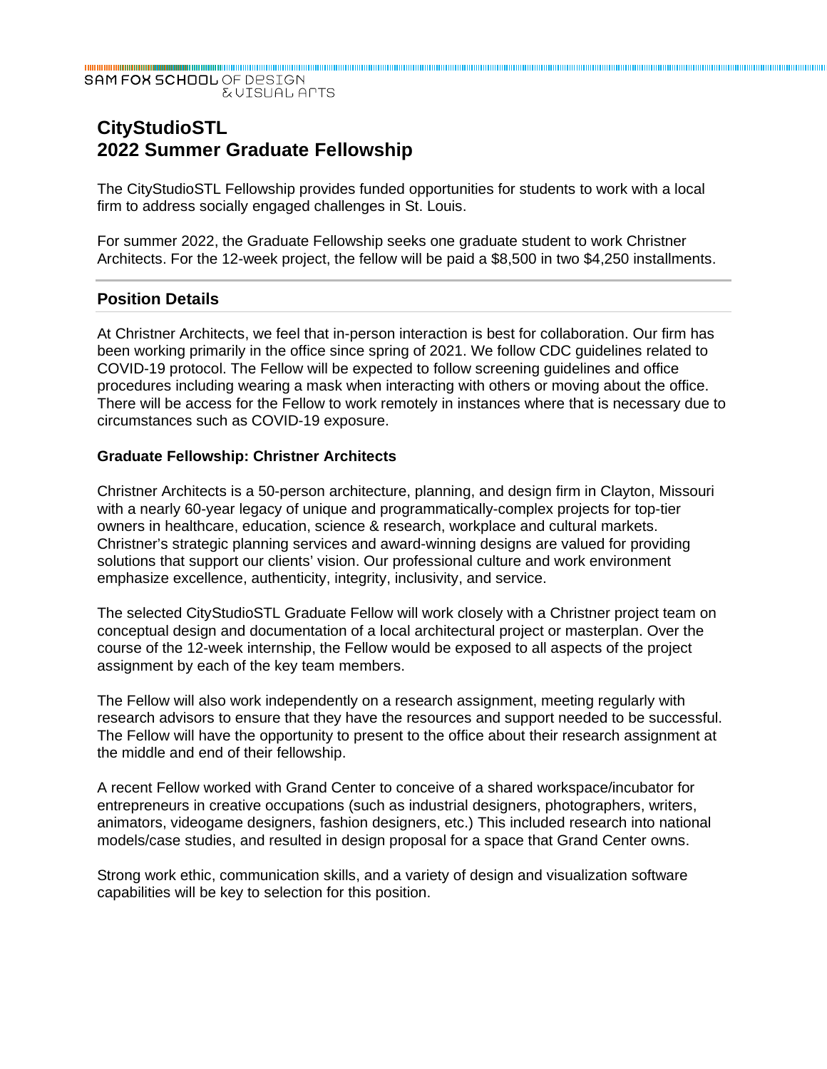SAM FOX SCHOOL OF DESIGN & VISUAL ARTS

# CityStudioSTL
# 2022 Summer Graduate Fellowship

The CityStudioSTL Fellowship provides funded opportunities for students to work with a local firm to address socially engaged challenges in St. Louis.

For summer 2022, the Graduate Fellowship seeks one graduate student to work Christner Architects. For the 12-week project, the fellow will be paid a $8,500 in two $4,250 installments.

## Position Details

At Christner Architects, we feel that in-person interaction is best for collaboration. Our firm has been working primarily in the office since spring of 2021. We follow CDC guidelines related to COVID-19 protocol. The Fellow will be expected to follow screening guidelines and office procedures including wearing a mask when interacting with others or moving about the office. There will be access for the Fellow to work remotely in instances where that is necessary due to circumstances such as COVID-19 exposure.

### Graduate Fellowship: Christner Architects

Christner Architects is a 50-person architecture, planning, and design firm in Clayton, Missouri with a nearly 60-year legacy of unique and programmatically-complex projects for top-tier owners in healthcare, education, science & research, workplace and cultural markets. Christner's strategic planning services and award-winning designs are valued for providing solutions that support our clients' vision. Our professional culture and work environment emphasize excellence, authenticity, integrity, inclusivity, and service.

The selected CityStudioSTL Graduate Fellow will work closely with a Christner project team on conceptual design and documentation of a local architectural project or masterplan. Over the course of the 12-week internship, the Fellow would be exposed to all aspects of the project assignment by each of the key team members.

The Fellow will also work independently on a research assignment, meeting regularly with research advisors to ensure that they have the resources and support needed to be successful. The Fellow will have the opportunity to present to the office about their research assignment at the middle and end of their fellowship.

A recent Fellow worked with Grand Center to conceive of a shared workspace/incubator for entrepreneurs in creative occupations (such as industrial designers, photographers, writers, animators, videogame designers, fashion designers, etc.) This included research into national models/case studies, and resulted in design proposal for a space that Grand Center owns.

Strong work ethic, communication skills, and a variety of design and visualization software capabilities will be key to selection for this position.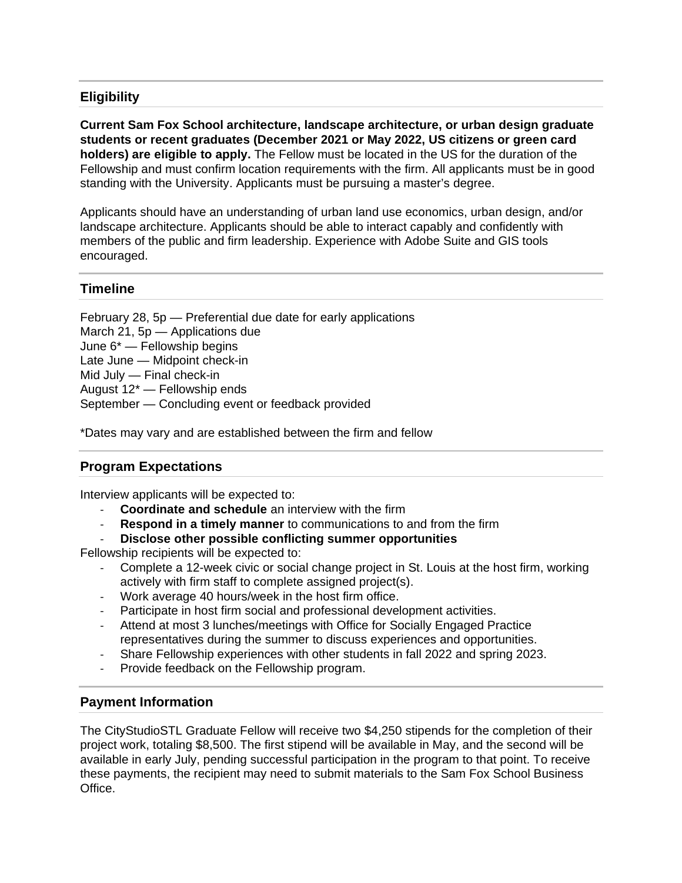## Eligibility

**Current Sam Fox School architecture, landscape architecture, or urban design graduate students or recent graduates (December 2021 or May 2022, US citizens or green card holders) are eligible to apply.** The Fellow must be located in the US for the duration of the Fellowship and must confirm location requirements with the firm. All applicants must be in good standing with the University. Applicants must be pursuing a master's degree.

Applicants should have an understanding of urban land use economics, urban design, and/or landscape architecture. Applicants should be able to interact capably and confidently with members of the public and firm leadership. Experience with Adobe Suite and GIS tools encouraged.

## Timeline

February 28, 5p — Preferential due date for early applications
March 21, 5p — Applications due
June 6* — Fellowship begins
Late June — Midpoint check-in
Mid July — Final check-in
August 12* — Fellowship ends
September — Concluding event or feedback provided

*Dates may vary and are established between the firm and fellow

## Program Expectations

Interview applicants will be expected to:

- **Coordinate and schedule** an interview with the firm
- **Respond in a timely manner** to communications to and from the firm
- **Disclose other possible conflicting summer opportunities**

Fellowship recipients will be expected to:

- Complete a 12-week civic or social change project in St. Louis at the host firm, working actively with firm staff to complete assigned project(s).
- Work average 40 hours/week in the host firm office.
- Participate in host firm social and professional development activities.
- Attend at most 3 lunches/meetings with Office for Socially Engaged Practice representatives during the summer to discuss experiences and opportunities.
- Share Fellowship experiences with other students in fall 2022 and spring 2023.
- Provide feedback on the Fellowship program.

## Payment Information

The CityStudioSTL Graduate Fellow will receive two $4,250 stipends for the completion of their project work, totaling $8,500. The first stipend will be available in May, and the second will be available in early July, pending successful participation in the program to that point. To receive these payments, the recipient may need to submit materials to the Sam Fox School Business Office.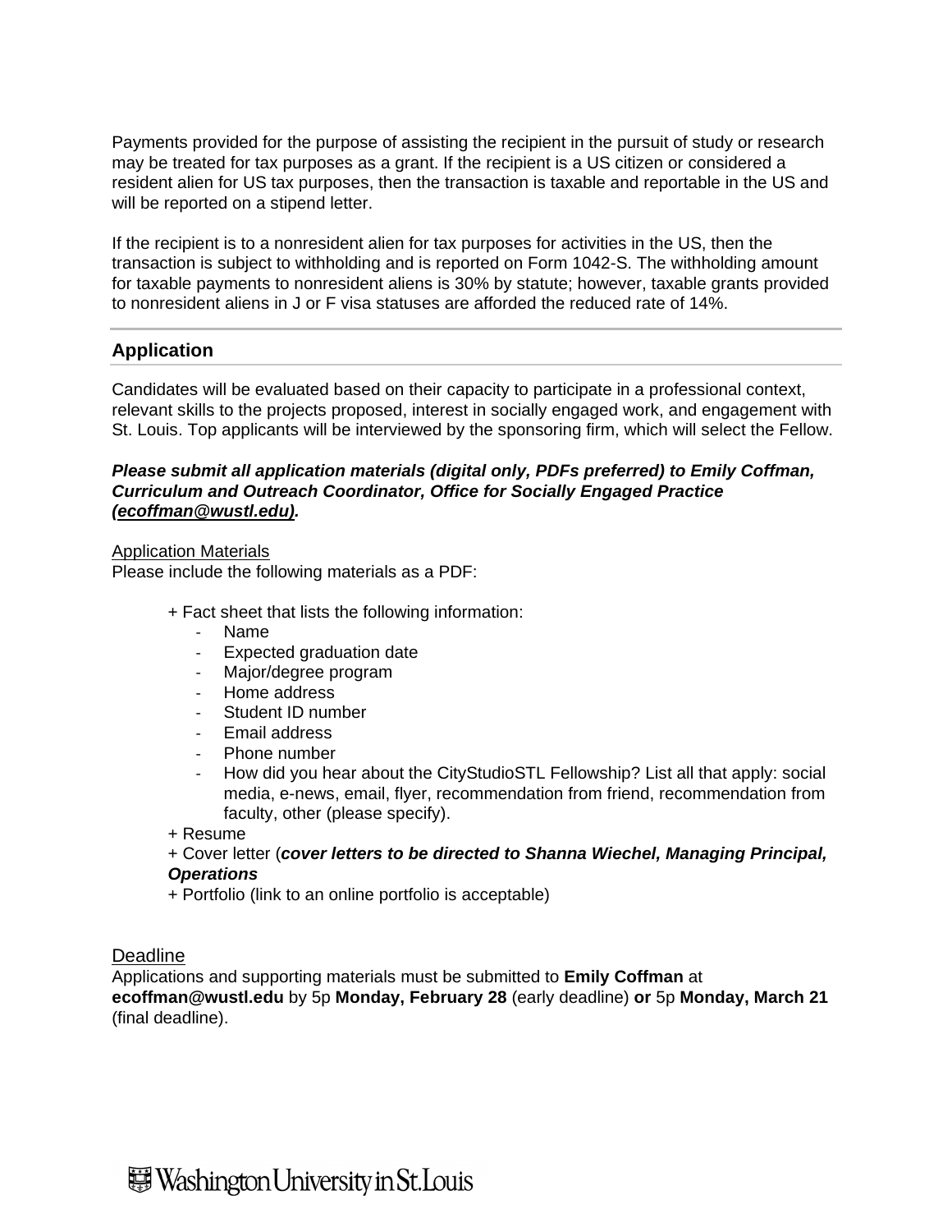Payments provided for the purpose of assisting the recipient in the pursuit of study or research may be treated for tax purposes as a grant. If the recipient is a US citizen or considered a resident alien for US tax purposes, then the transaction is taxable and reportable in the US and will be reported on a stipend letter.

If the recipient is to a nonresident alien for tax purposes for activities in the US, then the transaction is subject to withholding and is reported on Form 1042-S. The withholding amount for taxable payments to nonresident aliens is 30% by statute; however, taxable grants provided to nonresident aliens in J or F visa statuses are afforded the reduced rate of 14%.

## Application

Candidates will be evaluated based on their capacity to participate in a professional context, relevant skills to the projects proposed, interest in socially engaged work, and engagement with St. Louis. Top applicants will be interviewed by the sponsoring firm, which will select the Fellow.

***Please submit all application materials (digital only, PDFs preferred) to Emily Coffman, Curriculum and Outreach Coordinator, Office for Socially Engaged Practice (ecoffman@wustl.edu).***

Application Materials

Please include the following materials as a PDF:

+ Fact sheet that lists the following information:
  - Name
  - Expected graduation date
  - Major/degree program
  - Home address
  - Student ID number
  - Email address
  - Phone number
  - How did you hear about the CityStudioSTL Fellowship? List all that apply: social media, e-news, email, flyer, recommendation from friend, recommendation from faculty, other (please specify).

+ Resume

+ Cover letter (***cover letters to be directed to Shanna Wiechel, Managing Principal, Operations***

+ Portfolio (link to an online portfolio is acceptable)

Deadline

Applications and supporting materials must be submitted to **Emily Coffman** at **ecoffman@wustl.edu** by 5p **Monday, February 28** (early deadline) **or** 5p **Monday, March 21** (final deadline).